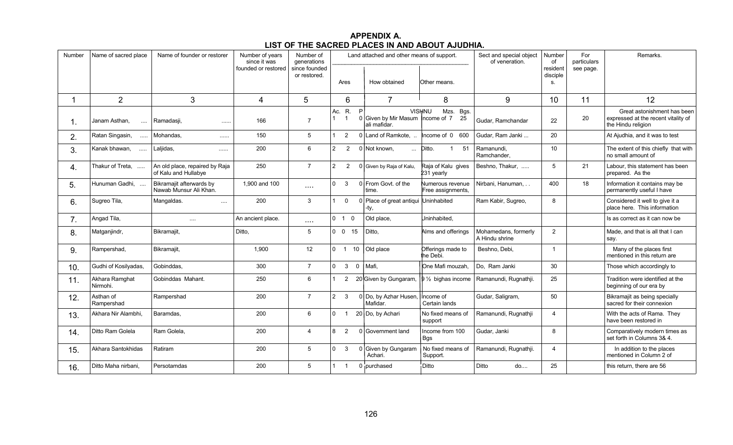# APPENDIX A.

## LIST OF THE SACRED PLACES IN AND ABOUT AJUDHIA.

| Number | Name of sacred place | Name of founder or restorer | Number of years since it was founded or restored | Number of generations since founded or restored. | Land attached and other means of support. | | | Sect and special object of veneration. | Number of resident disciples. | For particulars see page. | Remarks. |
|---|---|---|---|---|---|---|---|---|---|---|---|
| | | | | | Ares | How obtained | Other means. | | | | |
| 1 | 2 | 3 | 4 | 5 | 6 | 7 | 8 | 9 | 10 | 11 | 12 |
| | | | | | Ac. R. P | | VISHNU Mzs. Bgs. | | | | |
| 1. | Janam Asthan, .... | Ramadasji, ...... | 166 | 7 | 1 1 0 | Given by Mir Masum ali mafidar. | Income of 7 25 | Gudar, Ramchandar | 22 | 20 | Great astonishment has been expressed at the recent vitality of the Hindu religion |
| 2. | Ratan Singasin, .... | Mohandas, ...... | 150 | 5 | 1 2 0 | Land of Ramkote, .. | Income of 0 600 | Gudar, Ram Janki ... | 20 | | At Ajudhia, and it was to test |
| 3. | Kanak bhawan, .... | Laljidas, ...... | 200 | 6 | 2 2 0 | Not known, ... | Ditto. 1 51 | Ramanundi, Ramchander, | 10 | | The extent of this chiefly that with no small amount of |
| 4. | Thakur of Treta, ..... | An old place, repaired by Raja of Kalu and Hullabye | 250 | 7 | 2 2 0 | Given by Raja of Kalu, | Raja of Kalu gives 231 yearly | Beshno, Thakur, ..... | 5 | 21 | Labour, this statement has been prepared. As the |
| 5. | Hunuman Gadhi, ... | Bikramajit afterwards by Nawab Munsur Ali Khan. | 1,900 and 100 | .... | 0 3 0 | From Govt. of the time. | Numerous revenue Free assignments, | Nirbani, Hanuman, . . | 400 | 18 | Information it contains may be permanently useful I have |
| 6. | Sugreo Tila, | Mangaldas. .... | 200 | 3 | 1 0 0 | Place of great antiqui -ty, | Uninhabited | Ram Kabir, Sugreo, | 8 | | Considered it well to give it a place here. This information |
| 7. | Angad Tila, | .... | An ancient place. | .... | 0 1 0 | Old place, | Uninhabited, | | | | Is as correct as it can now be |
| 8. | Matganjindr, | Bikramajit, | Ditto, | 5 | 0 0 15 | Ditto, | Alms and offerings | Mohamedans, formerly A Hindu shrine | 2 | | Made, and that is all that I can say. |
| 9. | Rampershad, | Bikramajit, | 1,900 | 12 | 0 1 10 | Old place | Offerings made to the Debi. | Beshno, Debi, | 1 | | Many of the places first mentioned in this return are |
| 10. | Gudhi of Kosilyadas, | Gobinddas, | 300 | 7 | 0 3 0 | Mafi, | One Mafi mouzah, | Do, Ram Janki | 30 | | Those which accordingly to |
| 11. | Akhara Ramghat Nirmohi. | Gobinddas Mahant. | 250 | 6 | 1 2 20 | Given by Gungaram, | 9 ½ bighas income | Ramanundi, Rugnathji. | 25 | | Tradition were identified at the beginning of our era by |
| 12. | Asthan of Rampershad | Rampershad | 200 | 7 | 2 3 0 | Do, by Azhar Husen, Mafidar. | Income of Certain lands | Gudar, Saligram, | 50 | | Bikramajit as being specially sacred for their connexion |
| 13. | Akhara Nir Alambhi, | Baramdas, | 200 | 6 | 0 1 20 | Do, by Achari | No fixed means of support | Ramanundi, Rugnathji | 4 | | With the acts of Rama. They have been restored in |
| 14. | Ditto Ram Golela | Ram Golela, | 200 | 4 | 8 2 0 | Government land | Income from 100 Bgs | Gudar, Janki | 8 | | Comparatively modern times as set forth in Columns 3& 4. |
| 15. | Akhara Santokhidas | Ratiram | 200 | 5 | 0 3 0 | Given by Gungaram Achari. | No fixed means of Support. | Ramanundi, Rugnathji. | 4 | | In addition to the places mentioned in Column 2 of |
| 16. | Ditto Maha nirbani, | Persotamdas | 200 | 5 | 1 1 0 | purchased | Ditto | Ditto do.... | 25 | | this return, there are 56 |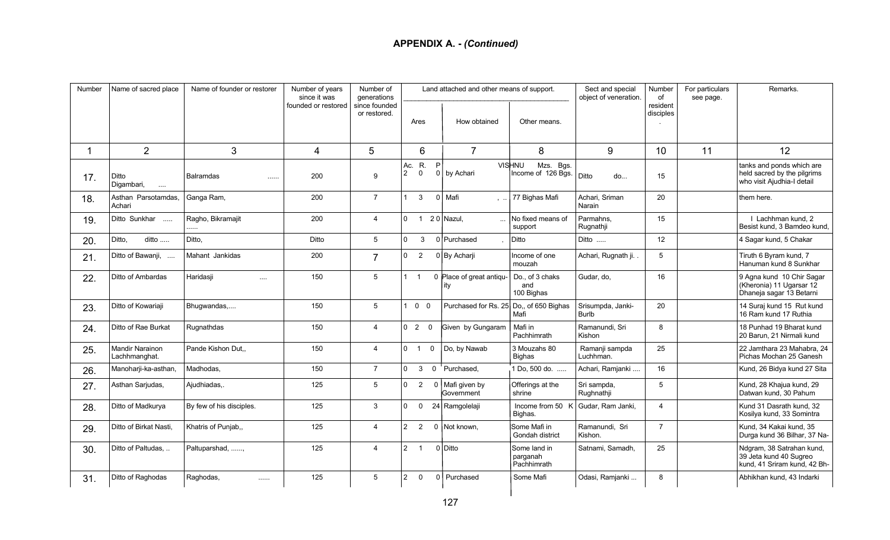## APPENDIX A. - *(Continued)*

| Number | Name of sacred place | Name of founder or restorer | Number of years since it was founded or restored | Number of generations since founded or restored. | Land attached and other means of support. | | | Sect and special object of veneration. | Number of resident disciples. | For particulars see page. | Remarks. |
|---|---|---|---|---|---|---|---|---|---|---|---|
| | | | | | Ares | How obtained | Other means. | | | | |
| 1 | 2 | 3 | 4 | 5 | 6 | 7 | 8 | 9 | 10 | 11 | 12 |
| | | | | | Ac. R. P | | VISHNU | | | | |
| 17. | Ditto Digambari, .... | Balramdas ...... | 200 | 9 | 2 0 0 | by Achari | Mzs. Bgs. Income of 126 Bgs. | Ditto do... | 15 | | tanks and ponds which are held sacred by the pilgrims who visit Ajudhia-I detail |
| 18. | Asthan Parsotamdas, Achari | Ganga Ram, | 200 | 7 | 1 3 0 | Mafi , .. | 77 Bighas Mafi | Achari, Sriman Narain | 20 | | them here. |
| 19. | Ditto Sunkhar ..... | Ragho, Bikramajit ...... | 200 | 4 | 0 1 2 0 | Nazul, ... | No fixed means of support | Parmahns, Rugnathji | 15 | | I Lachhman kund, 2 Besist kund, 3 Bamdeo kund, |
| 20. | Ditto, ditto ..... | Ditto, | Ditto | 5 | 0 3 0 | Purchased , | Ditto | Ditto ..... | 12 | | 4 Sagar kund, 5 Chakar |
| 21. | Ditto of Bawanji, .... | Mahant Jankidas | 200 | 7 | 0 2 0 | By Acharji | Income of one mouzah | Achari, Rugnath ji. . | 5 | | Tiruth 6 Byram kund, 7 Hanuman kund 8 Sunkhar |
| 22. | Ditto of Ambardas | Haridasji .... | 150 | 5 | 1 1 0 | Place of great antiquity | Do., of 3 chaks and 100 Bighas | Gudar, do, | 16 | | 9 Agna kund 10 Chir Sagar (Kheronia) 11 Ugarsar 12 Dhaneja sagar 13 Betarni |
| 23. | Ditto of Kowariaji | Bhugwandas,.... | 150 | 5 | 1 0 0 | Purchased for Rs. 25 | Do,, of 650 Bighas Mafi | Srisumpda, Janki-Burlb | 20 | | 14 Suraj kund 15 Rut kund 16 Ram kund 17 Ruthia |
| 24. | Ditto of Rae Burkat | Rugnathdas | 150 | 4 | 0 2 0 | Given by Gungaram | Mafi in Pachhimrath | Ramanundi, Sri Kishon | 8 | | 18 Punhad 19 Bharat kund 20 Barun, 21 Nirmali kund |
| 25. | Mandir Narainon Lachhmanghat. | Pande Kishon Dut,, | 150 | 4 | 0 1 0 | Do, by Nawab | 3 Mouzahs 80 Bighas | Ramanji sampda Luchhman. | 25 | | 22 Jamthara 23 Mahabra, 24 Pichas Mochan 25 Ganesh |
| 26. | Manoharji-ka-asthan, | Madhodas, | 150 | 7 | 0 3 0 | Purchased, | 1 Do, 500 do. ..... | Achari, Ramjanki .... | 16 | | Kund, 26 Bidya kund 27 Sita |
| 27. | Asthan Sarjudas, | Ajudhiadas,. | 125 | 5 | 0 2 0 | Mafi given by Government | Offerings at the shrine | Sri sampda, Rughnathji | 5 | | Kund, 28 Khajua kund, 29 Datwan kund, 30 Pahum |
| 28. | Ditto of Madkurya | By few of his disciples. | 125 | 3 | 0 0 24 | Ramgolelaji | Income from 50 K Bighas. | Gudar, Ram Janki, | 4 | | Kund 31 Dasrath kund, 32 Kosilya kund, 33 Somintra |
| 29. | Ditto of Birkat Nasti, | Khatris of Punjab,, | 125 | 4 | 2 2 0 | Not known, | Some Mafi in Gondah district | Ramanundi, Sri Kishon. | 7 | | Kund, 34 Kakai kund, 35 Durga kund 36 Bilhar, 37 Na- |
| 30. | Ditto of Paltudas, .. | Paltuparshad, ......, | 125 | 4 | 2 1 0 | Ditto | Some land in parganah Pachhimrath | Satnami, Samadh, | 25 | | Ndgram, 38 Satrahan kund, 39 Jeta kund 40 Sugreo kund, 41 Sriram kund, 42 Bh- |
| 31. | Ditto of Raghodas | Raghodas, ...... | 125 | 5 | 2 0 0 | Purchased | Some Mafi | Odasi, Ramjanki ... | 8 | | Abhikhan kund, 43 Indarki |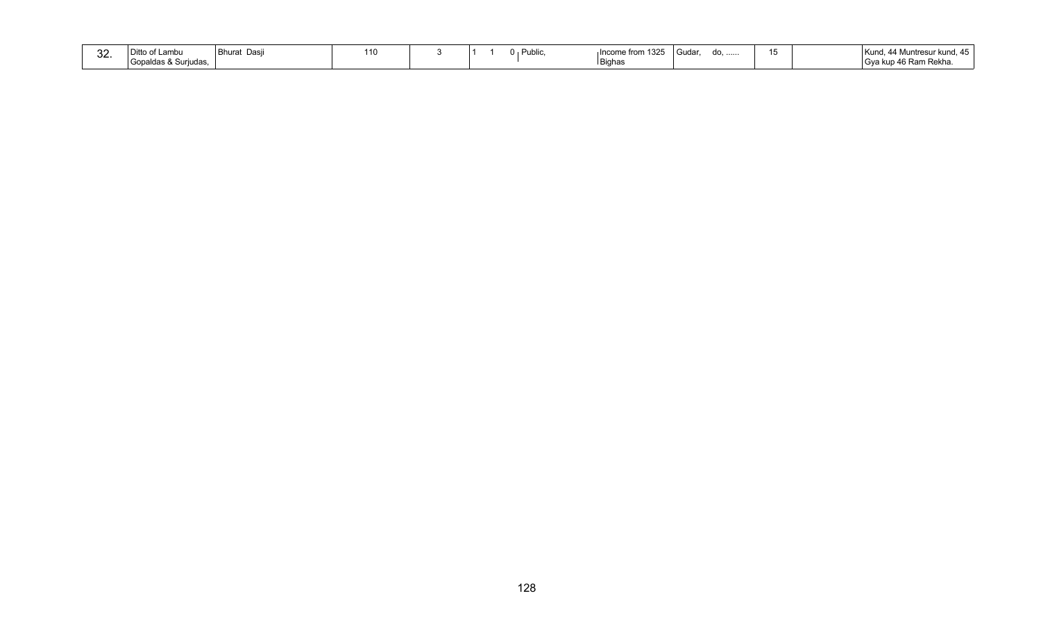| | | | | | | | | | | | |
|---|---|---|---|---|---|---|---|---|---|---|---|
| 32. | Ditto of Lambu Gopaldas & Surjudas, | Bhurat Dasji | 110 | 3 | 1 1 0 | Public, | Income from 1325 Bighas | Gudar, do, ...... | 15 | | Kund, 44 Muntresur kund, 45 Gya kup 46 Ram Rekha. |